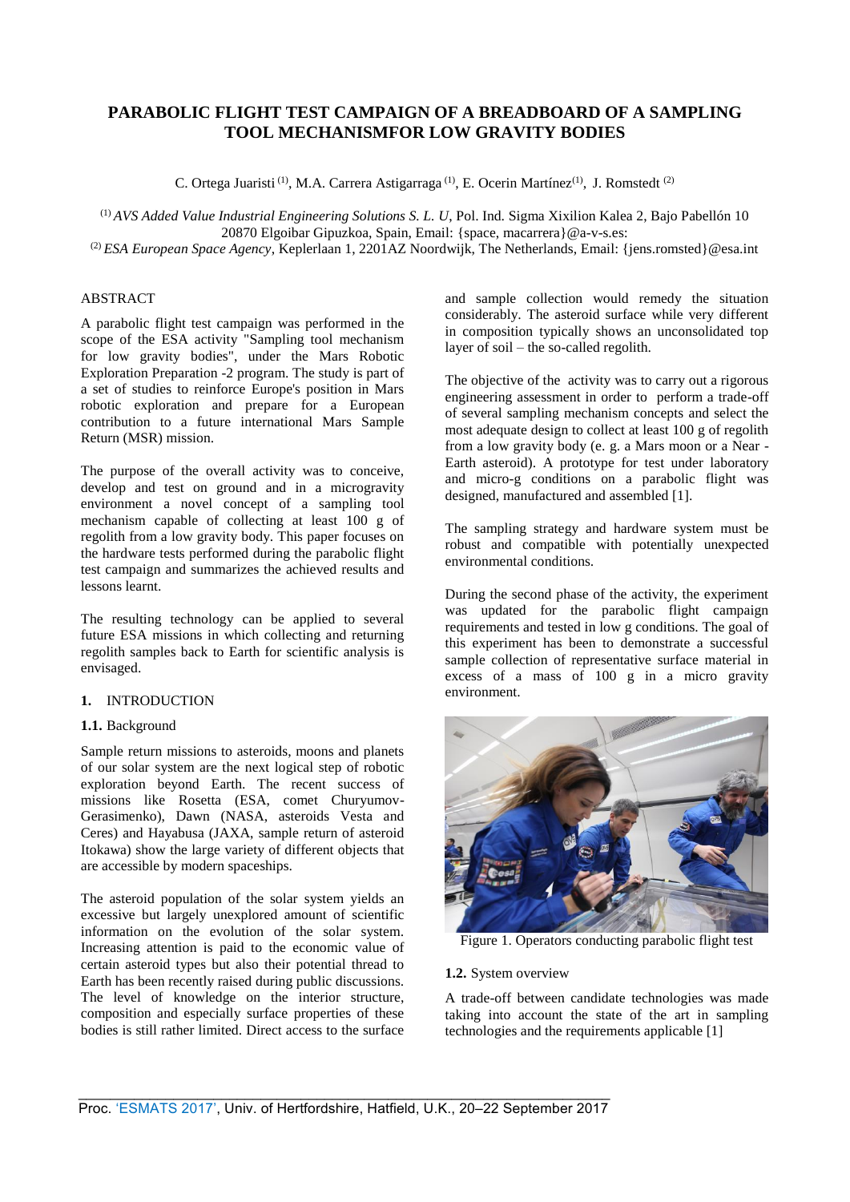# PARABOLIC FLIGHT TEST CAMPAIGN OF A BREADBOARD OF A SAMPLING TOOL MECHANISMFOR LOW GRAVITY BODIES

C. Ortega Juaristi [(1)], M.A. Carrera Astigarraga [(1)], E. Ocerin Martínez[(1)], J. Romstedt [(2)]

[(1)] *AVS Added Value Industrial Engineering Solutions S. L. U*, Pol. Ind. Sigma Xixilion Kalea 2, Bajo Pabellón 10 20870 Elgoibar Gipuzkoa, Spain, Email: {space, macarrera}@a-v-s.es:
[(2)] *ESA European Space Agency*, Keplerlaan 1, 2201AZ Noordwijk, The Netherlands, Email: {jens.romsted}@esa.int

## ABSTRACT

A parabolic flight test campaign was performed in the scope of the ESA activity "Sampling tool mechanism for low gravity bodies", under the Mars Robotic Exploration Preparation -2 program. The study is part of a set of studies to reinforce Europe's position in Mars robotic exploration and prepare for a European contribution to a future international Mars Sample Return (MSR) mission.

The purpose of the overall activity was to conceive, develop and test on ground and in a microgravity environment a novel concept of a sampling tool mechanism capable of collecting at least 100 g of regolith from a low gravity body. This paper focuses on the hardware tests performed during the parabolic flight test campaign and summarizes the achieved results and lessons learnt.

The resulting technology can be applied to several future ESA missions in which collecting and returning regolith samples back to Earth for scientific analysis is envisaged.

## 1. INTRODUCTION

### 1.1. Background

Sample return missions to asteroids, moons and planets of our solar system are the next logical step of robotic exploration beyond Earth. The recent success of missions like Rosetta (ESA, comet Churyumov-Gerasimenko), Dawn (NASA, asteroids Vesta and Ceres) and Hayabusa (JAXA, sample return of asteroid Itokawa) show the large variety of different objects that are accessible by modern spaceships.

The asteroid population of the solar system yields an excessive but largely unexplored amount of scientific information on the evolution of the solar system. Increasing attention is paid to the economic value of certain asteroid types but also their potential thread to Earth has been recently raised during public discussions. The level of knowledge on the interior structure, composition and especially surface properties of these bodies is still rather limited. Direct access to the surface and sample collection would remedy the situation considerably. The asteroid surface while very different in composition typically shows an unconsolidated top layer of soil – the so-called regolith.

The objective of the activity was to carry out a rigorous engineering assessment in order to perform a trade-off of several sampling mechanism concepts and select the most adequate design to collect at least 100 g of regolith from a low gravity body (e. g. a Mars moon or a Near -Earth asteroid). A prototype for test under laboratory and micro-g conditions on a parabolic flight was designed, manufactured and assembled [1].

The sampling strategy and hardware system must be robust and compatible with potentially unexpected environmental conditions.

During the second phase of the activity, the experiment was updated for the parabolic flight campaign requirements and tested in low g conditions. The goal of this experiment has been to demonstrate a successful sample collection of representative surface material in excess of a mass of 100 g in a micro gravity environment.

Figure 1. Operators conducting parabolic flight test

### 1.2. System overview

A trade-off between candidate technologies was made taking into account the state of the art in sampling technologies and the requirements applicable [1]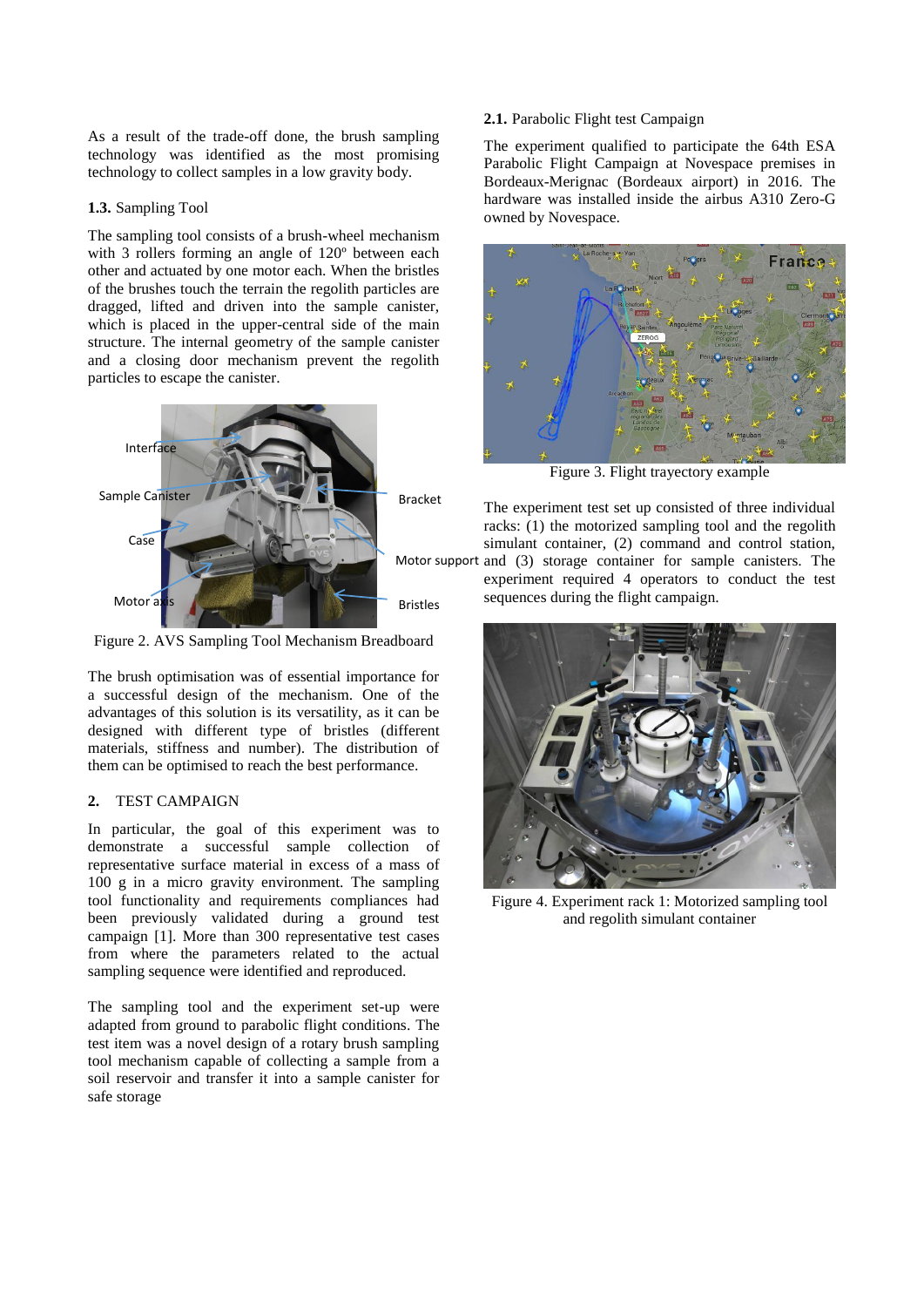As a result of the trade-off done, the brush sampling technology was identified as the most promising technology to collect samples in a low gravity body.

### 1.3. Sampling Tool

The sampling tool consists of a brush-wheel mechanism with 3 rollers forming an angle of 120º between each other and actuated by one motor each. When the bristles of the brushes touch the terrain the regolith particles are dragged, lifted and driven into the sample canister, which is placed in the upper-central side of the main structure. The internal geometry of the sample canister and a closing door mechanism prevent the regolith particles to escape the canister.

Interface

Sample Canister

Case

Motor axis

Bracket

Motor support

Bristles

Figure 2. AVS Sampling Tool Mechanism Breadboard

The brush optimisation was of essential importance for a successful design of the mechanism. One of the advantages of this solution is its versatility, as it can be designed with different type of bristles (different materials, stiffness and number). The distribution of them can be optimised to reach the best performance.

## 2. TEST CAMPAIGN

In particular, the goal of this experiment was to demonstrate a successful sample collection of representative surface material in excess of a mass of 100 g in a micro gravity environment. The sampling tool functionality and requirements compliances had been previously validated during a ground test campaign [1]. More than 300 representative test cases from where the parameters related to the actual sampling sequence were identified and reproduced.

The sampling tool and the experiment set-up were adapted from ground to parabolic flight conditions. The test item was a novel design of a rotary brush sampling tool mechanism capable of collecting a sample from a soil reservoir and transfer it into a sample canister for safe storage

### 2.1. Parabolic Flight test Campaign

The experiment qualified to participate the 64th ESA Parabolic Flight Campaign at Novespace premises in Bordeaux-Merignac (Bordeaux airport) in 2016. The hardware was installed inside the airbus A310 Zero-G owned by Novespace.

Figure 3. Flight trajectory example

The experiment test set up consisted of three individual racks: (1) the motorized sampling tool and the regolith simulant container, (2) command and control station, and (3) storage container for sample canisters. The experiment required 4 operators to conduct the test sequences during the flight campaign.

Figure 4. Experiment rack 1: Motorized sampling tool and regolith simulant container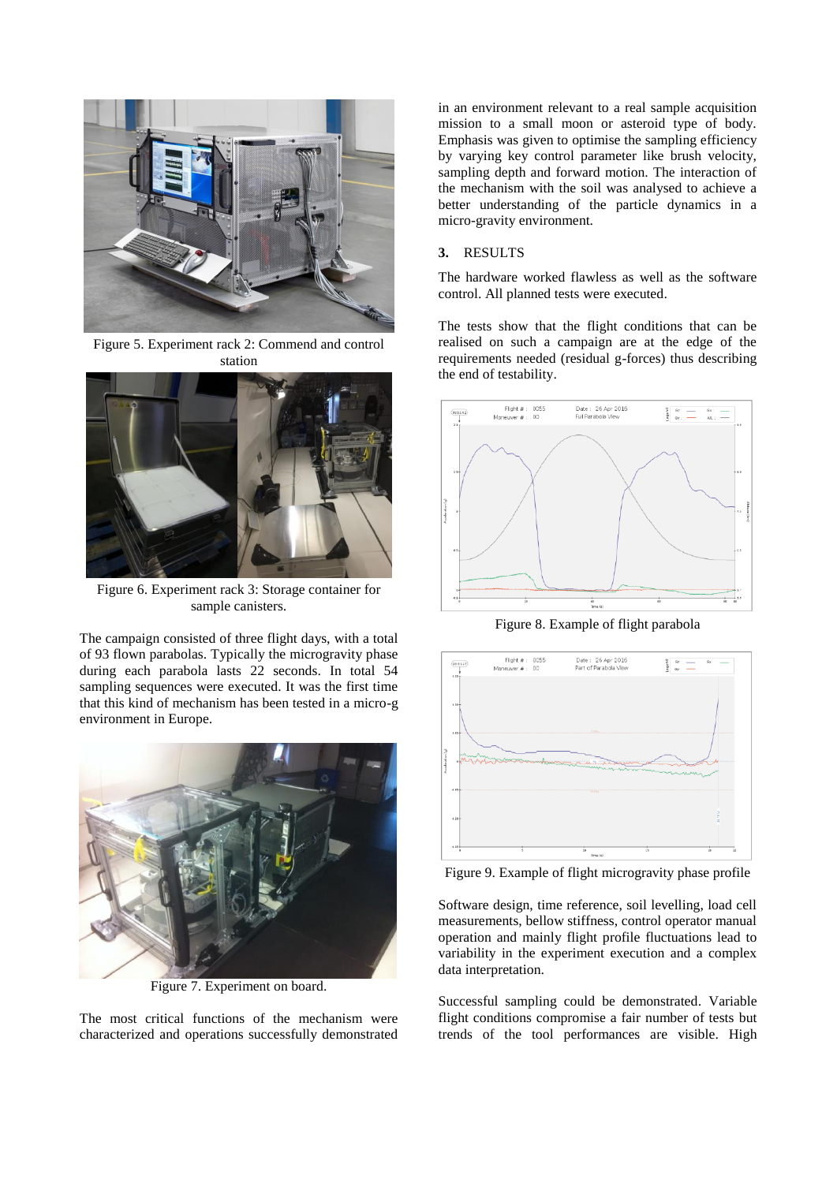Figure 5. Experiment rack 2: Commend and control station

Figure 6. Experiment rack 3: Storage container for sample canisters.

The campaign consisted of three flight days, with a total of 93 flown parabolas. Typically the microgravity phase during each parabola lasts 22 seconds. In total 54 sampling sequences were executed. It was the first time that this kind of mechanism has been tested in a micro-g environment in Europe.

Figure 7. Experiment on board.

The most critical functions of the mechanism were characterized and operations successfully demonstrated in an environment relevant to a real sample acquisition mission to a small moon or asteroid type of body. Emphasis was given to optimise the sampling efficiency by varying key control parameter like brush velocity, sampling depth and forward motion. The interaction of the mechanism with the soil was analysed to achieve a better understanding of the particle dynamics in a micro-gravity environment.

## 3. RESULTS

The hardware worked flawless as well as the software control. All planned tests were executed.

The tests show that the flight conditions that can be realised on such a campaign are at the edge of the requirements needed (residual g-forces) thus describing the end of testability.

Figure 8. Example of flight parabola

Figure 9. Example of flight microgravity phase profile

Software design, time reference, soil levelling, load cell measurements, bellow stiffness, control operator manual operation and mainly flight profile fluctuations lead to variability in the experiment execution and a complex data interpretation.

Successful sampling could be demonstrated. Variable flight conditions compromise a fair number of tests but trends of the tool performances are visible. High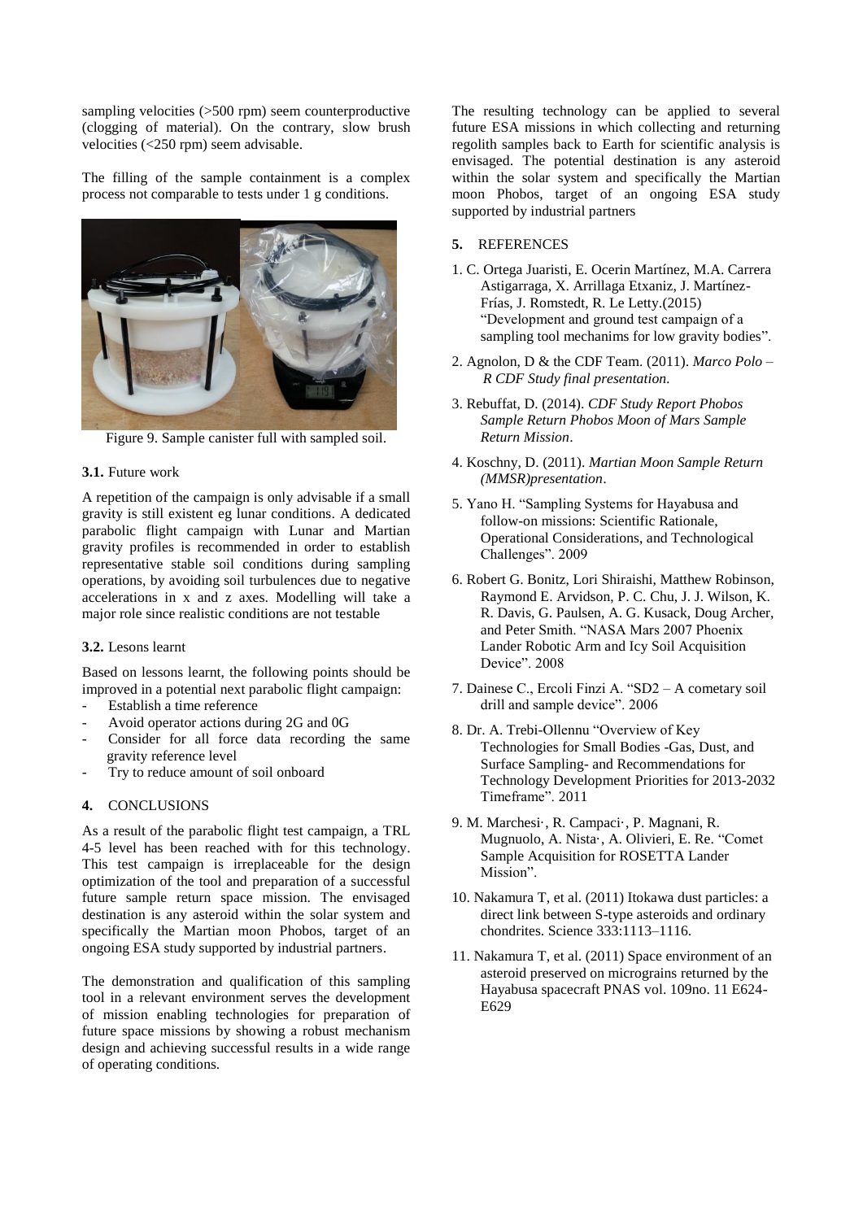sampling velocities (>500 rpm) seem counterproductive (clogging of material). On the contrary, slow brush velocities (<250 rpm) seem advisable.

The filling of the sample containment is a complex process not comparable to tests under 1 g conditions.

Figure 9. Sample canister full with sampled soil.

### 3.1. Future work

A repetition of the campaign is only advisable if a small gravity is still existent eg lunar conditions. A dedicated parabolic flight campaign with Lunar and Martian gravity profiles is recommended in order to establish representative stable soil conditions during sampling operations, by avoiding soil turbulences due to negative accelerations in x and z axes. Modelling will take a major role since realistic conditions are not testable

### 3.2. Lesons learnt

Based on lessons learnt, the following points should be improved in a potential next parabolic flight campaign:

- Establish a time reference
- Avoid operator actions during 2G and 0G
- Consider for all force data recording the same gravity reference level
- Try to reduce amount of soil onboard

## 4. CONCLUSIONS

As a result of the parabolic flight test campaign, a TRL 4-5 level has been reached with for this technology. This test campaign is irreplaceable for the design optimization of the tool and preparation of a successful future sample return space mission. The envisaged destination is any asteroid within the solar system and specifically the Martian moon Phobos, target of an ongoing ESA study supported by industrial partners.

The demonstration and qualification of this sampling tool in a relevant environment serves the development of mission enabling technologies for preparation of future space missions by showing a robust mechanism design and achieving successful results in a wide range of operating conditions.

The resulting technology can be applied to several future ESA missions in which collecting and returning regolith samples back to Earth for scientific analysis is envisaged. The potential destination is any asteroid within the solar system and specifically the Martian moon Phobos, target of an ongoing ESA study supported by industrial partners

## 5. REFERENCES

1. C. Ortega Juaristi, E. Ocerin Martínez, M.A. Carrera Astigarraga, X. Arrillaga Etxaniz, J. Martínez-Frías, J. Romstedt, R. Le Letty.(2015) "Development and ground test campaign of a sampling tool mechanims for low gravity bodies".
2. Agnolon, D & the CDF Team. (2011). *Marco Polo – R CDF Study final presentation*.
3. Rebuffat, D. (2014). *CDF Study Report Phobos Sample Return Phobos Moon of Mars Sample Return Mission*.
4. Koschny, D. (2011). *Martian Moon Sample Return (MMSR)presentation*.
5. Yano H. "Sampling Systems for Hayabusa and follow-on missions: Scientific Rationale, Operational Considerations, and Technological Challenges". 2009
6. Robert G. Bonitz, Lori Shiraishi, Matthew Robinson, Raymond E. Arvidson, P. C. Chu, J. J. Wilson, K. R. Davis, G. Paulsen, A. G. Kusack, Doug Archer, and Peter Smith. "NASA Mars 2007 Phoenix Lander Robotic Arm and Icy Soil Acquisition Device". 2008
7. Dainese C., Ercoli Finzi A. "SD2 – A cometary soil drill and sample device". 2006
8. Dr. A. Trebi-Ollennu "Overview of Key Technologies for Small Bodies -Gas, Dust, and Surface Sampling- and Recommendations for Technology Development Priorities for 2013-2032 Timeframe". 2011
9. M. Marchesi·, R. Campaci·, P. Magnani, R. Mugnuolo, A. Nista·, A. Olivieri, E. Re. "Comet Sample Acquisition for ROSETTA Lander Mission".
10. Nakamura T, et al. (2011) Itokawa dust particles: a direct link between S-type asteroids and ordinary chondrites. Science 333:1113–1116.
11. Nakamura T, et al. (2011) Space environment of an asteroid preserved on micrograins returned by the Hayabusa spacecraft PNAS vol. 109no. 11 E624-E629